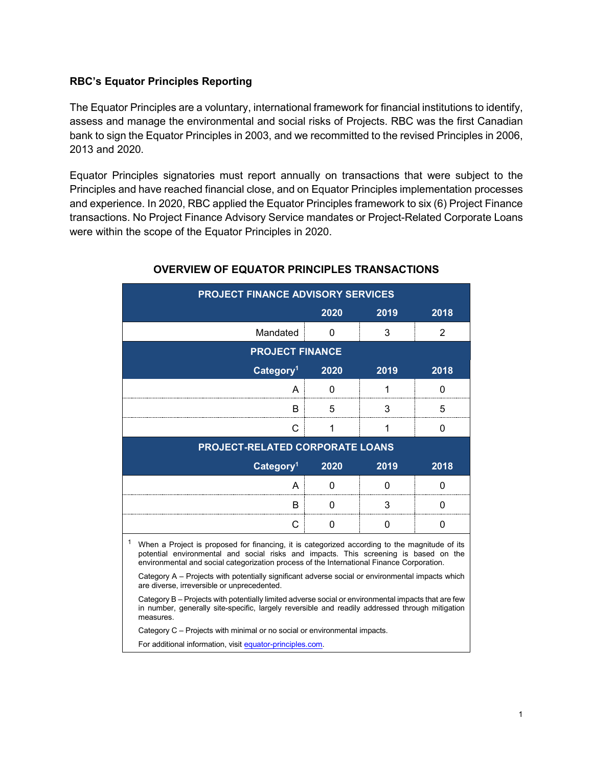## RBC's Equator Principles Reporting

The Equator Principles are a voluntary, international framework for financial institutions to identify, assess and manage the environmental and social risks of Projects. RBC was the first Canadian bank to sign the Equator Principles in 2003, and we recommitted to the revised Principles in 2006, 2013 and 2020.

Equator Principles signatories must report annually on transactions that were subject to the Principles and have reached financial close, and on Equator Principles implementation processes and experience. In 2020, RBC applied the Equator Principles framework to six (6) Project Finance transactions. No Project Finance Advisory Service mandates or Project-Related Corporate Loans were within the scope of the Equator Principles in 2020.

### OVERVIEW OF EQUATOR PRINCIPLES TRANSACTIONS

| PROJECT FINANCE ADVISORY SERVICES | | | |
|---|---|---|---|
| | **2020** | **2019** | **2018** |
| Mandated | 0 | 3 | 2 |
| **PROJECT FINANCE** | | | |
| **Category[1]** | **2020** | **2019** | **2018** |
| A | 0 | 1 | 0 |
| B | 5 | 3 | 5 |
| C | 1 | 1 | 0 |
| **PROJECT-RELATED CORPORATE LOANS** | | | |
| **Category[1]** | **2020** | **2019** | **2018** |
| A | 0 | 0 | 0 |
| B | 0 | 3 | 0 |
| C | 0 | 0 | 0 |

[1] When a Project is proposed for financing, it is categorized according to the magnitude of its potential environmental and social risks and impacts. This screening is based on the environmental and social categorization process of the International Finance Corporation.

Category A – Projects with potentially significant adverse social or environmental impacts which are diverse, irreversible or unprecedented.

Category B – Projects with potentially limited adverse social or environmental impacts that are few in number, generally site-specific, largely reversible and readily addressed through mitigation measures.

Category C – Projects with minimal or no social or environmental impacts.

For additional information, visit equator-principles.com.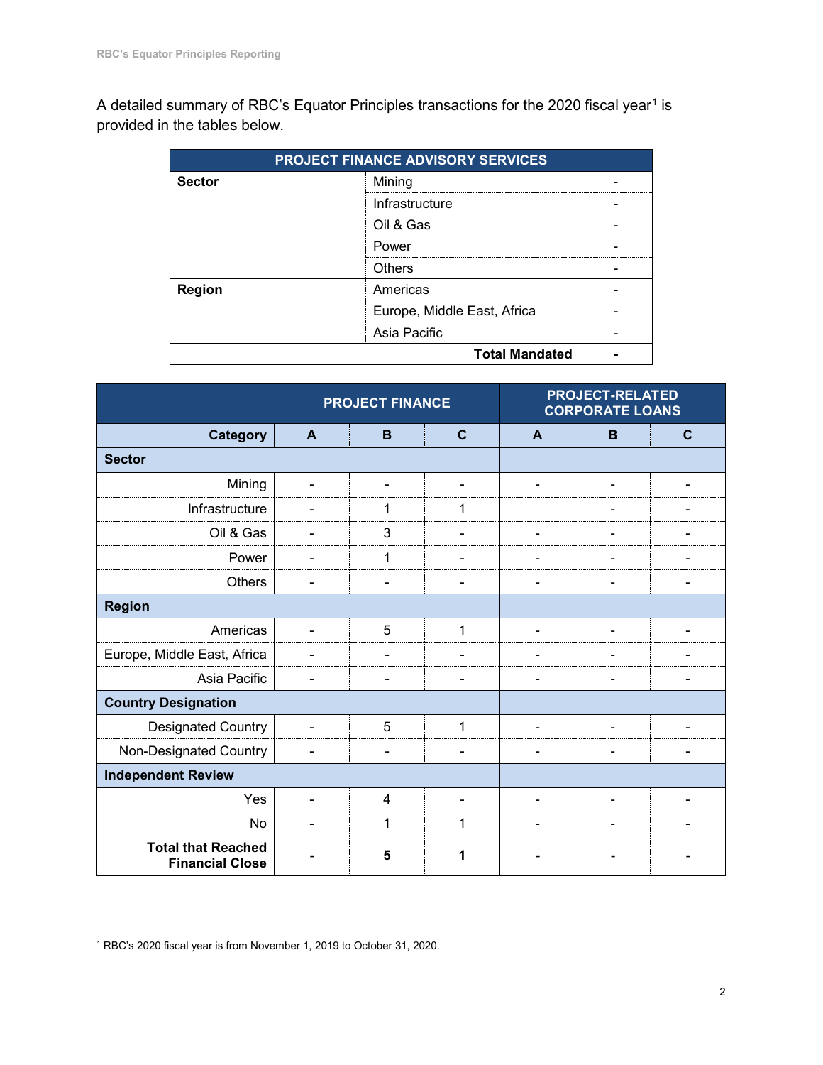A detailed summary of RBC's Equator Principles transactions for the 2020 fiscal year[1] is provided in the tables below.

| PROJECT FINANCE ADVISORY SERVICES | | |
|---|---|---|
| **Sector** | Mining | - |
| | Infrastructure | - |
| | Oil & Gas | - |
| | Power | - |
| | Others | - |
| **Region** | Americas | - |
| | Europe, Middle East, Africa | - |
| | Asia Pacific | - |
| | **Total Mandated** | **-** |

| | PROJECT FINANCE | | | PROJECT-RELATED CORPORATE LOANS | | |
|---|---|---|---|---|---|---|
| **Category** | **A** | **B** | **C** | **A** | **B** | **C** |
| **Sector** | | | | | | |
| Mining | - | - | - | - | - | - |
| Infrastructure | - | 1 | 1 | | - | - |
| Oil & Gas | - | 3 | - | - | - | - |
| Power | - | 1 | - | - | - | - |
| Others | - | - | - | - | - | - |
| **Region** | | | | | | |
| Americas | - | 5 | 1 | - | - | - |
| Europe, Middle East, Africa | - | - | - | - | - | - |
| Asia Pacific | - | - | - | - | - | - |
| **Country Designation** | | | | | | |
| Designated Country | - | 5 | 1 | - | - | - |
| Non-Designated Country | - | - | - | - | - | - |
| **Independent Review** | | | | | | |
| Yes | - | 4 | - | - | - | - |
| No | - | 1 | 1 | - | - | - |
| **Total that Reached Financial Close** | **-** | **5** | **1** | **-** | **-** | **-** |

[1] RBC's 2020 fiscal year is from November 1, 2019 to October 31, 2020.